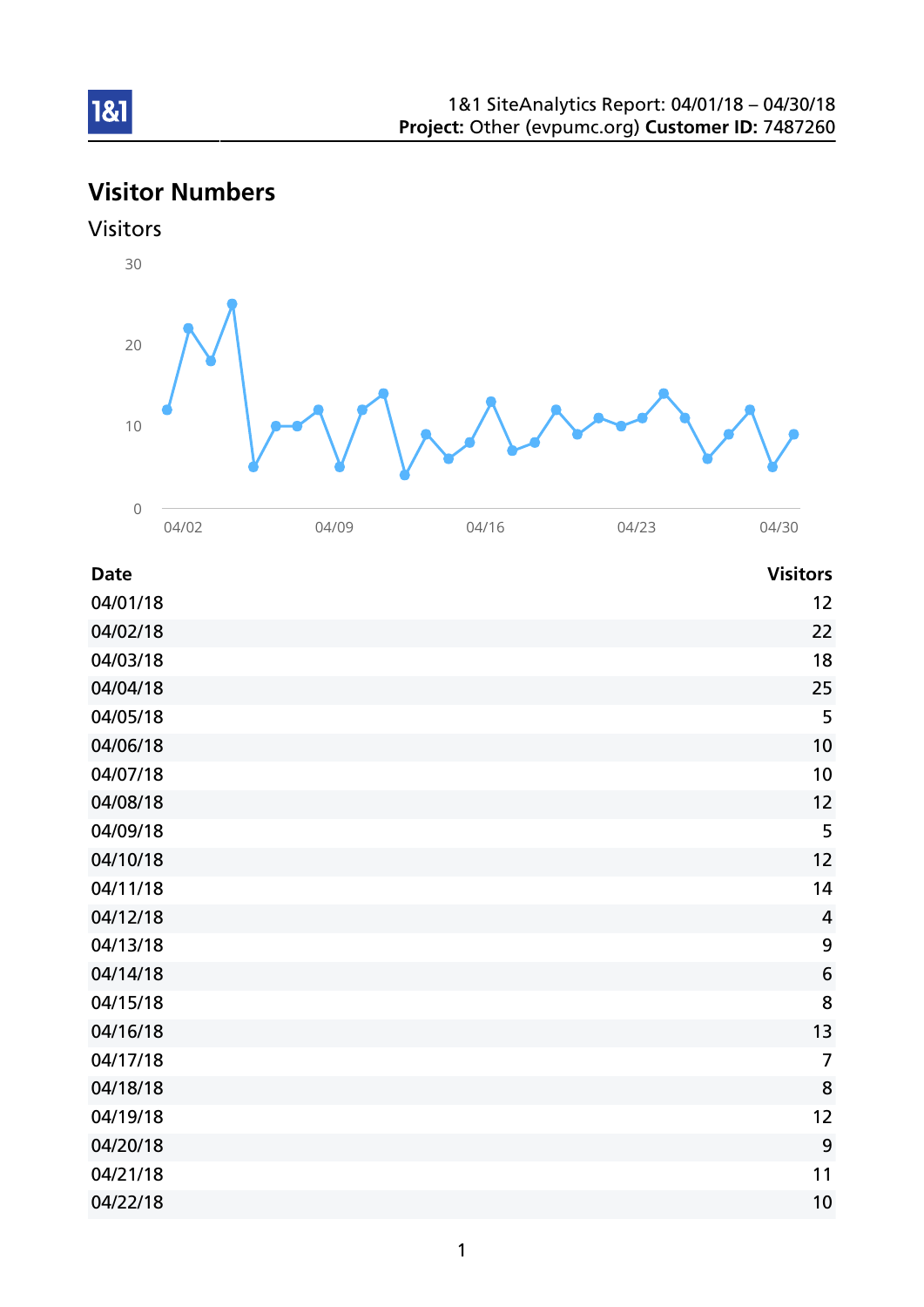1&1 SiteAnalytics Report: 04/01/18 – 04/30/18
**Project:** Other (evpumc.org) **Customer ID:** 7487260

## Visitor Numbers

### Visitors

| Date | Visitors |
| --- | --- |
| 04/01/18 | 12 |
| 04/02/18 | 22 |
| 04/03/18 | 18 |
| 04/04/18 | 25 |
| 04/05/18 | 5 |
| 04/06/18 | 10 |
| 04/07/18 | 10 |
| 04/08/18 | 12 |
| 04/09/18 | 5 |
| 04/10/18 | 12 |
| 04/11/18 | 14 |
| 04/12/18 | 4 |
| 04/13/18 | 9 |
| 04/14/18 | 6 |
| 04/15/18 | 8 |
| 04/16/18 | 13 |
| 04/17/18 | 7 |
| 04/18/18 | 8 |
| 04/19/18 | 12 |
| 04/20/18 | 9 |
| 04/21/18 | 11 |
| 04/22/18 | 10 |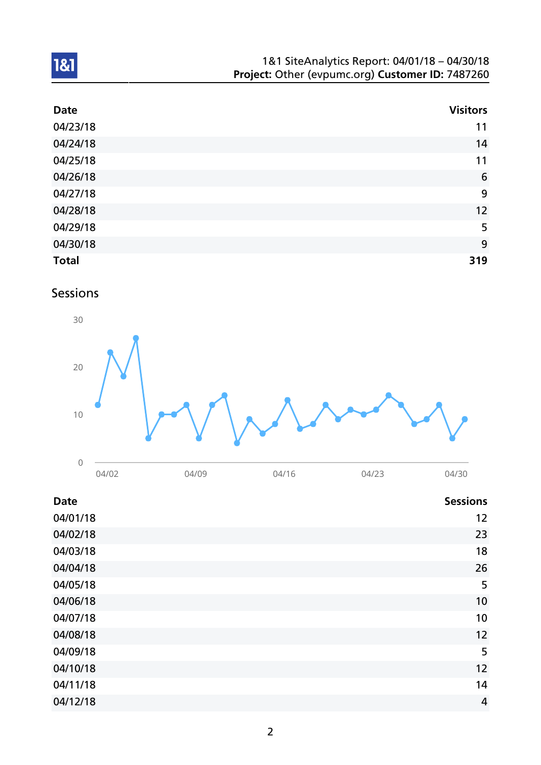| Date | Visitors |
|---|---|
| 04/23/18 | 11 |
| 04/24/18 | 14 |
| 04/25/18 | 11 |
| 04/26/18 | 6 |
| 04/27/18 | 9 |
| 04/28/18 | 12 |
| 04/29/18 | 5 |
| 04/30/18 | 9 |
| **Total** | **319** |

## Sessions

| Date | Sessions |
|---|---|
| 04/01/18 | 12 |
| 04/02/18 | 23 |
| 04/03/18 | 18 |
| 04/04/18 | 26 |
| 04/05/18 | 5 |
| 04/06/18 | 10 |
| 04/07/18 | 10 |
| 04/08/18 | 12 |
| 04/09/18 | 5 |
| 04/10/18 | 12 |
| 04/11/18 | 14 |
| 04/12/18 | 4 |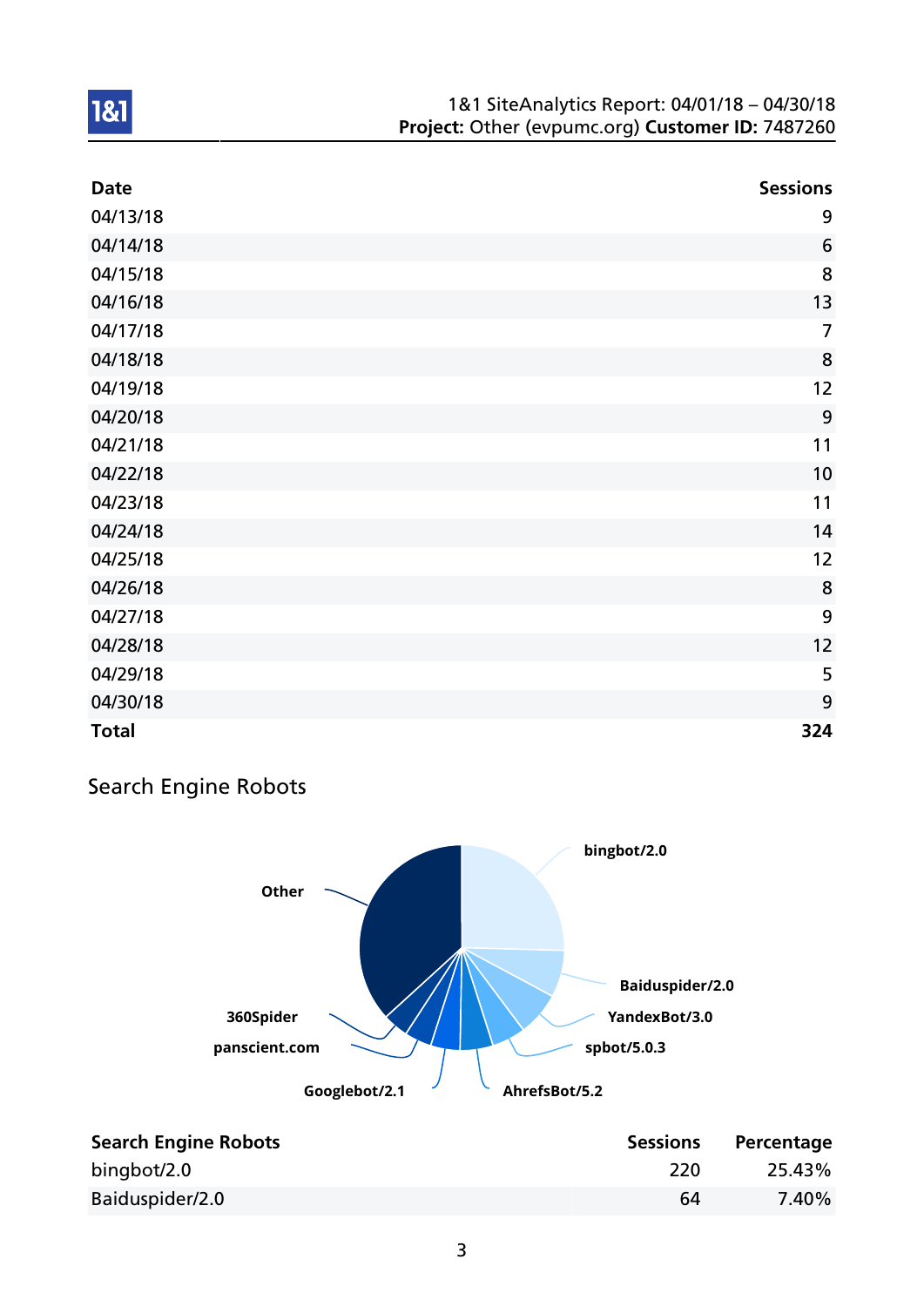| Date | Sessions |
|---|---|
| 04/13/18 | 9 |
| 04/14/18 | 6 |
| 04/15/18 | 8 |
| 04/16/18 | 13 |
| 04/17/18 | 7 |
| 04/18/18 | 8 |
| 04/19/18 | 12 |
| 04/20/18 | 9 |
| 04/21/18 | 11 |
| 04/22/18 | 10 |
| 04/23/18 | 11 |
| 04/24/18 | 14 |
| 04/25/18 | 12 |
| 04/26/18 | 8 |
| 04/27/18 | 9 |
| 04/28/18 | 12 |
| 04/29/18 | 5 |
| 04/30/18 | 9 |
| **Total** | **324** |

## Search Engine Robots

| Search Engine Robots | Sessions | Percentage |
|---|---|---|
| bingbot/2.0 | 220 | 25.43% |
| Baiduspider/2.0 | 64 | 7.40% |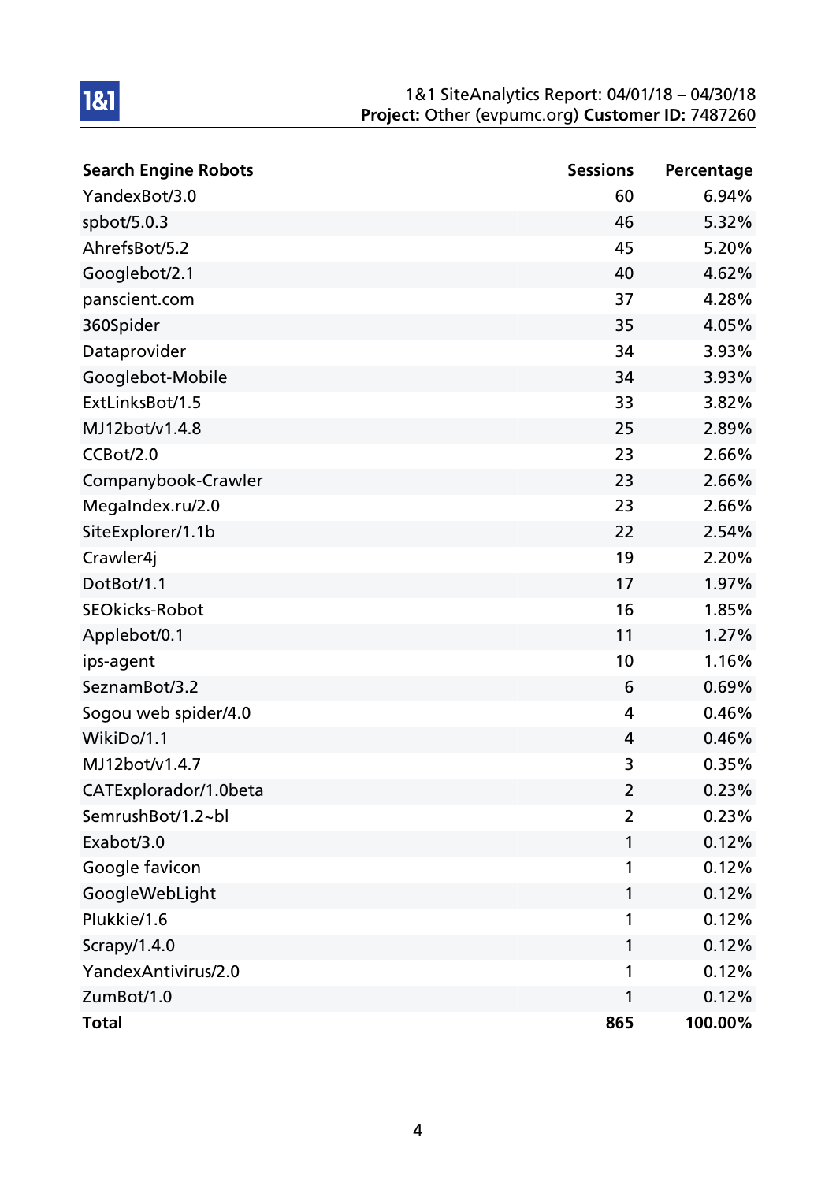| Search Engine Robots | Sessions | Percentage |
|---|---|---|
| YandexBot/3.0 | 60 | 6.94% |
| spbot/5.0.3 | 46 | 5.32% |
| AhrefsBot/5.2 | 45 | 5.20% |
| Googlebot/2.1 | 40 | 4.62% |
| panscient.com | 37 | 4.28% |
| 360Spider | 35 | 4.05% |
| Dataprovider | 34 | 3.93% |
| Googlebot-Mobile | 34 | 3.93% |
| ExtLinksBot/1.5 | 33 | 3.82% |
| MJ12bot/v1.4.8 | 25 | 2.89% |
| CCBot/2.0 | 23 | 2.66% |
| Companybook-Crawler | 23 | 2.66% |
| MegaIndex.ru/2.0 | 23 | 2.66% |
| SiteExplorer/1.1b | 22 | 2.54% |
| Crawler4j | 19 | 2.20% |
| DotBot/1.1 | 17 | 1.97% |
| SEOkicks-Robot | 16 | 1.85% |
| Applebot/0.1 | 11 | 1.27% |
| ips-agent | 10 | 1.16% |
| SeznamBot/3.2 | 6 | 0.69% |
| Sogou web spider/4.0 | 4 | 0.46% |
| WikiDo/1.1 | 4 | 0.46% |
| MJ12bot/v1.4.7 | 3 | 0.35% |
| CATExplorador/1.0beta | 2 | 0.23% |
| SemrushBot/1.2~bl | 2 | 0.23% |
| Exabot/3.0 | 1 | 0.12% |
| Google favicon | 1 | 0.12% |
| GoogleWebLight | 1 | 0.12% |
| Plukkie/1.6 | 1 | 0.12% |
| Scrapy/1.4.0 | 1 | 0.12% |
| YandexAntivirus/2.0 | 1 | 0.12% |
| ZumBot/1.0 | 1 | 0.12% |
| **Total** | **865** | **100.00%** |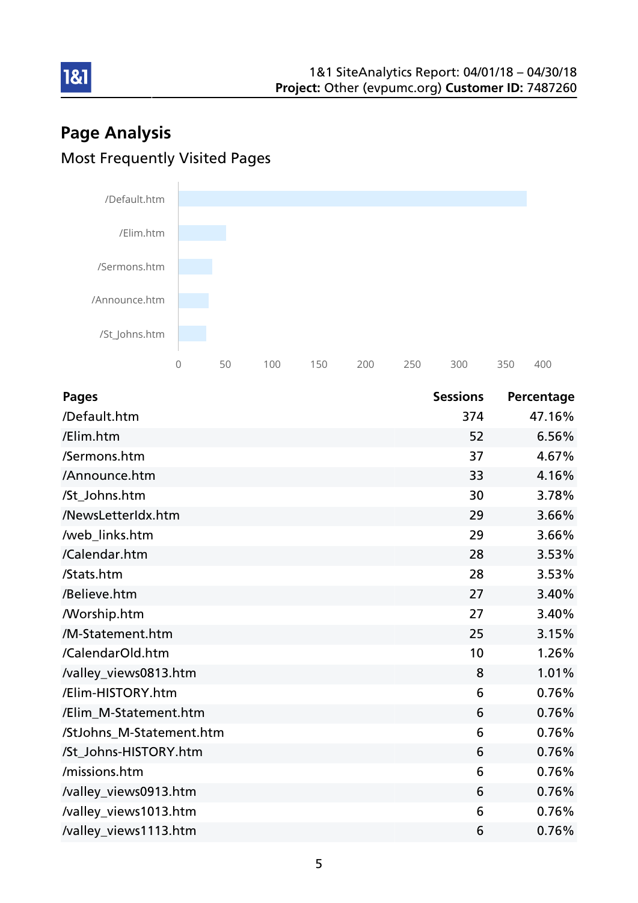## Page Analysis

### Most Frequently Visited Pages

| Pages | Sessions | Percentage |
|---|---|---|
| /Default.htm | 374 | 47.16% |
| /Elim.htm | 52 | 6.56% |
| /Sermons.htm | 37 | 4.67% |
| /Announce.htm | 33 | 4.16% |
| /St_Johns.htm | 30 | 3.78% |
| /NewsLetterIdx.htm | 29 | 3.66% |
| /web_links.htm | 29 | 3.66% |
| /Calendar.htm | 28 | 3.53% |
| /Stats.htm | 28 | 3.53% |
| /Believe.htm | 27 | 3.40% |
| /Worship.htm | 27 | 3.40% |
| /M-Statement.htm | 25 | 3.15% |
| /CalendarOld.htm | 10 | 1.26% |
| /valley_views0813.htm | 8 | 1.01% |
| /Elim-HISTORY.htm | 6 | 0.76% |
| /Elim_M-Statement.htm | 6 | 0.76% |
| /StJohns_M-Statement.htm | 6 | 0.76% |
| /St_Johns-HISTORY.htm | 6 | 0.76% |
| /missions.htm | 6 | 0.76% |
| /valley_views0913.htm | 6 | 0.76% |
| /valley_views1013.htm | 6 | 0.76% |
| /valley_views1113.htm | 6 | 0.76% |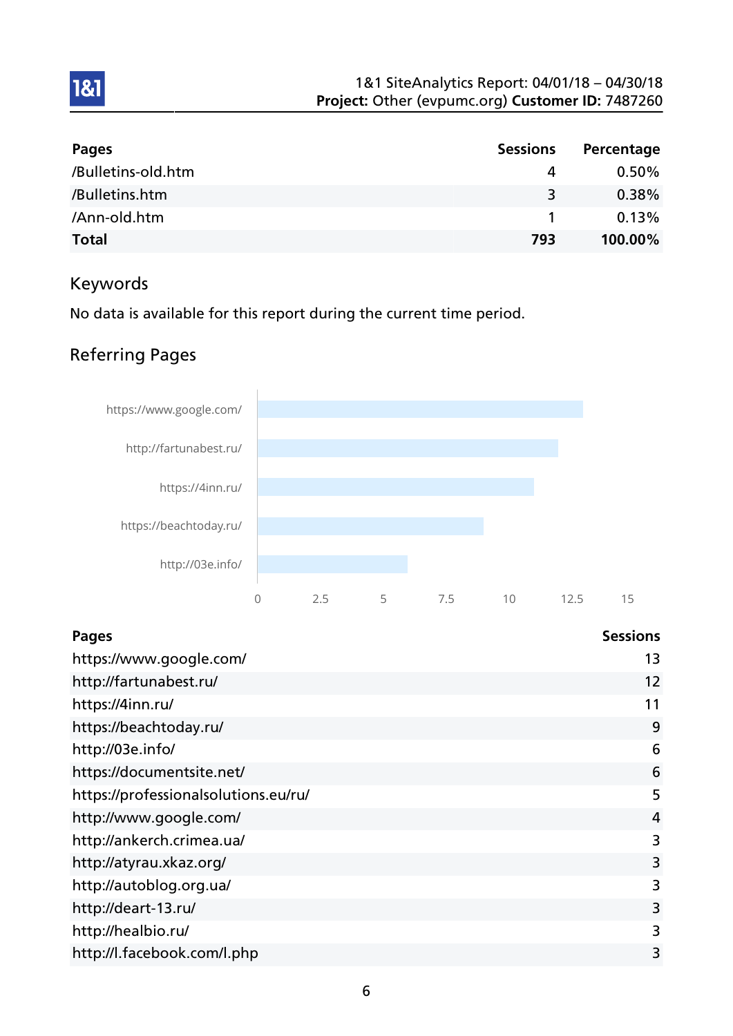| Pages | Sessions | Percentage |
|---|---|---|
| /Bulletins-old.htm | 4 | 0.50% |
| /Bulletins.htm | 3 | 0.38% |
| /Ann-old.htm | 1 | 0.13% |
| **Total** | **793** | **100.00%** |

## Keywords

No data is available for this report during the current time period.

## Referring Pages

| Pages | Sessions |
|---|---|
| https://www.google.com/ | 13 |
| http://fartunabest.ru/ | 12 |
| https://4inn.ru/ | 11 |
| https://beachtoday.ru/ | 9 |
| http://03e.info/ | 6 |
| https://documentsite.net/ | 6 |
| https://professionalsolutions.eu/ru/ | 5 |
| http://www.google.com/ | 4 |
| http://ankerch.crimea.ua/ | 3 |
| http://atyrau.xkaz.org/ | 3 |
| http://autoblog.org.ua/ | 3 |
| http://deart-13.ru/ | 3 |
| http://healbio.ru/ | 3 |
| http://l.facebook.com/l.php | 3 |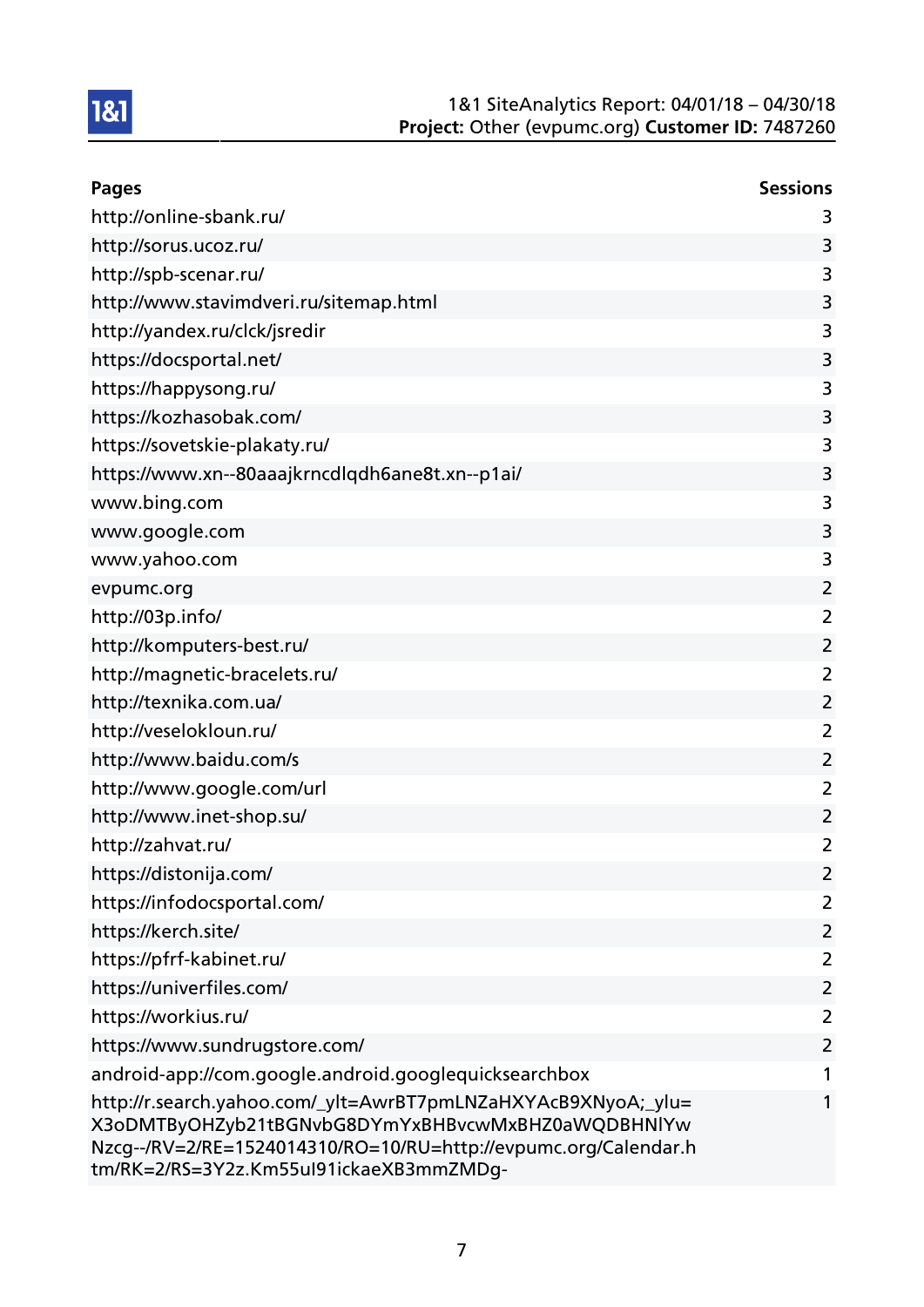| Pages | Sessions |
|---|---|
| http://online-sbank.ru/ | 3 |
| http://sorus.ucoz.ru/ | 3 |
| http://spb-scenar.ru/ | 3 |
| http://www.stavimdveri.ru/sitemap.html | 3 |
| http://yandex.ru/clck/jsredir | 3 |
| https://docsportal.net/ | 3 |
| https://happysong.ru/ | 3 |
| https://kozhasobak.com/ | 3 |
| https://sovetskie-plakaty.ru/ | 3 |
| https://www.xn--80aaajkrncdlqdh6ane8t.xn--p1ai/ | 3 |
| www.bing.com | 3 |
| www.google.com | 3 |
| www.yahoo.com | 3 |
| evpumc.org | 2 |
| http://03p.info/ | 2 |
| http://komputers-best.ru/ | 2 |
| http://magnetic-bracelets.ru/ | 2 |
| http://texnika.com.ua/ | 2 |
| http://veselokloun.ru/ | 2 |
| http://www.baidu.com/s | 2 |
| http://www.google.com/url | 2 |
| http://www.inet-shop.su/ | 2 |
| http://zahvat.ru/ | 2 |
| https://distonija.com/ | 2 |
| https://infodocsportal.com/ | 2 |
| https://kerch.site/ | 2 |
| https://pfrf-kabinet.ru/ | 2 |
| https://univerfiles.com/ | 2 |
| https://workius.ru/ | 2 |
| https://www.sundrugstore.com/ | 2 |
| android-app://com.google.android.googlequicksearchbox | 1 |
| http://r.search.yahoo.com/_ylt=AwrBT7pmLNZaHXYAcB9XNyoA;_ylu=X3oDMTByOHZyb21tBGNvbG8DYmYxBHBvcwMxBHZ0aWQDBHNlYwNzcg--/RV=2/RE=1524014310/RO=10/RU=http://evpumc.org/Calendar.htm/RK=2/RS=3Y2z.Km55uI91ickaeXB3mmZMDg- | 1 |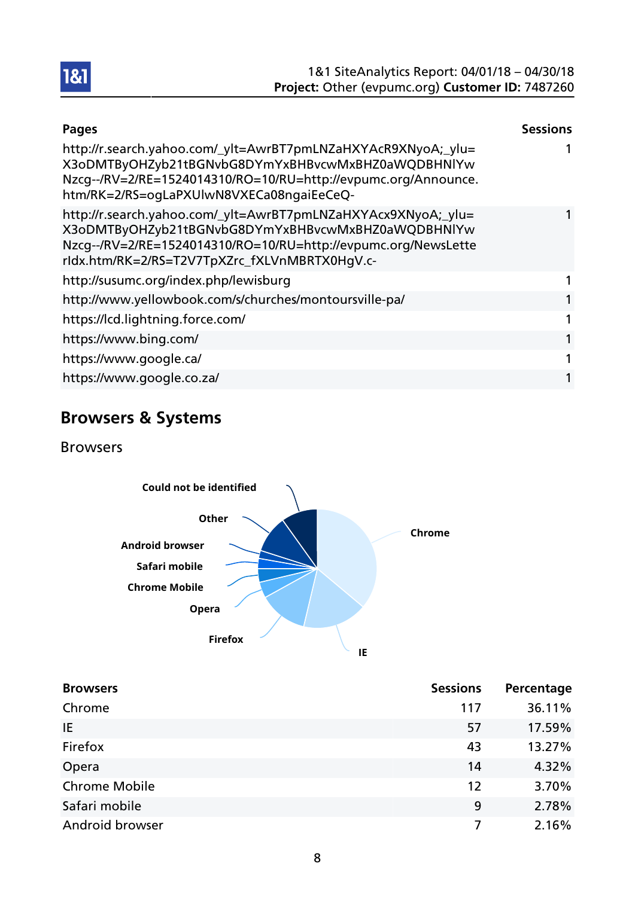| Pages | Sessions |
| --- | --- |
| http://r.search.yahoo.com/_ylt=AwrBT7pmLNZaHXYAcR9XNyoA;_ylu=X3oDMTByOHZyb21tBGNvbG8DYmYxBHBvcwMxBHZ0aWQDBHNlYwNzcg--/RV=2/RE=1524014310/RO=10/RU=http://evpumc.org/Announce.htm/RK=2/RS=ogLaPXUlwN8VXECa08ngaiEeCeQ- | 1 |
| http://r.search.yahoo.com/_ylt=AwrBT7pmLNZaHXYAcx9XNyoA;_ylu=X3oDMTByOHZyb21tBGNvbG8DYmYxBHBvcwMxBHZ0aWQDBHNlYwNzcg--/RV=2/RE=1524014310/RO=10/RU=http://evpumc.org/NewsLetterIdx.htm/RK=2/RS=T2V7TpXZrc_fXLVnMBRTX0HgV.c- | 1 |
| http://susumc.org/index.php/lewisburg | 1 |
| http://www.yellowbook.com/s/churches/montoursville-pa/ | 1 |
| https://lcd.lightning.force.com/ | 1 |
| https://www.bing.com/ | 1 |
| https://www.google.ca/ | 1 |
| https://www.google.co.za/ | 1 |

## Browsers & Systems

### Browsers

| Browsers | Sessions | Percentage |
| --- | --- | --- |
| Chrome | 117 | 36.11% |
| IE | 57 | 17.59% |
| Firefox | 43 | 13.27% |
| Opera | 14 | 4.32% |
| Chrome Mobile | 12 | 3.70% |
| Safari mobile | 9 | 2.78% |
| Android browser | 7 | 2.16% |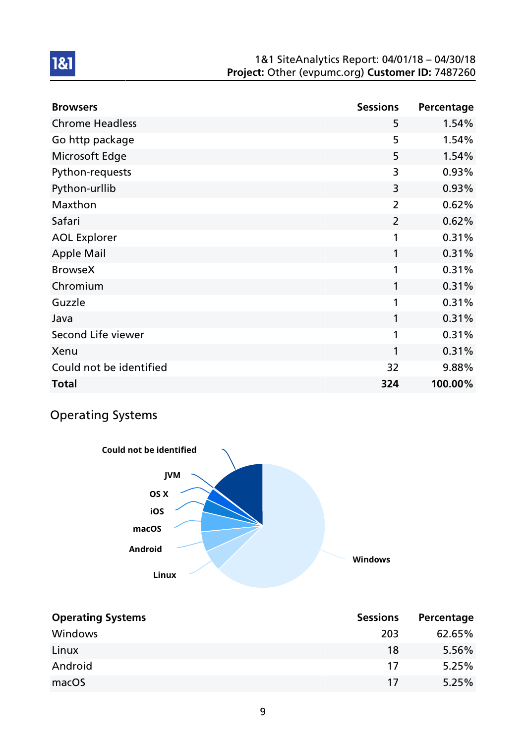| Browsers | Sessions | Percentage |
|---|---|---|
| Chrome Headless | 5 | 1.54% |
| Go http package | 5 | 1.54% |
| Microsoft Edge | 5 | 1.54% |
| Python-requests | 3 | 0.93% |
| Python-urllib | 3 | 0.93% |
| Maxthon | 2 | 0.62% |
| Safari | 2 | 0.62% |
| AOL Explorer | 1 | 0.31% |
| Apple Mail | 1 | 0.31% |
| BrowseX | 1 | 0.31% |
| Chromium | 1 | 0.31% |
| Guzzle | 1 | 0.31% |
| Java | 1 | 0.31% |
| Second Life viewer | 1 | 0.31% |
| Xenu | 1 | 0.31% |
| Could not be identified | 32 | 9.88% |
| **Total** | **324** | **100.00%** |

## Operating Systems

Could not be identified, JVM, OS X, iOS, macOS, Android, Linux, Windows

| Operating Systems | Sessions | Percentage |
|---|---|---|
| Windows | 203 | 62.65% |
| Linux | 18 | 5.56% |
| Android | 17 | 5.25% |
| macOS | 17 | 5.25% |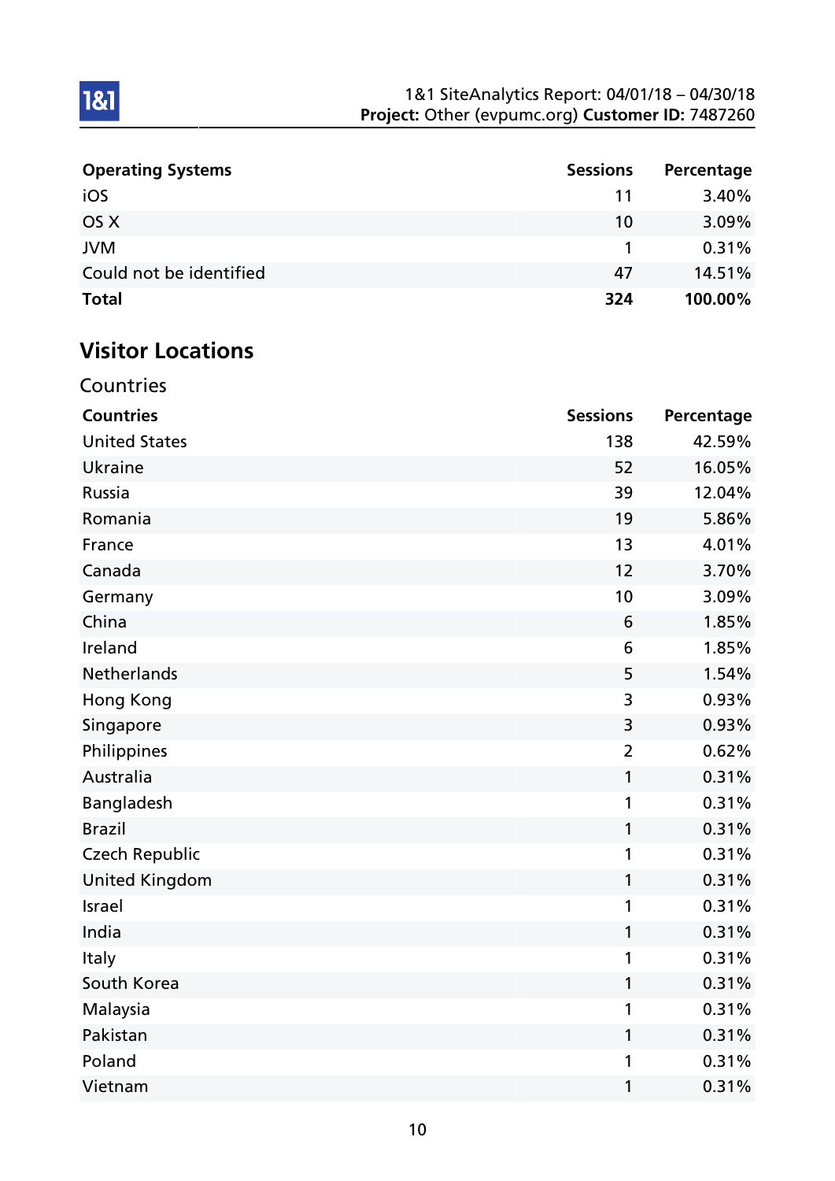| Operating Systems | Sessions | Percentage |
|---|---|---|
| iOS | 11 | 3.40% |
| OS X | 10 | 3.09% |
| JVM | 1 | 0.31% |
| Could not be identified | 47 | 14.51% |
| **Total** | **324** | **100.00%** |

## Visitor Locations

### Countries

| Countries | Sessions | Percentage |
|---|---|---|
| United States | 138 | 42.59% |
| Ukraine | 52 | 16.05% |
| Russia | 39 | 12.04% |
| Romania | 19 | 5.86% |
| France | 13 | 4.01% |
| Canada | 12 | 3.70% |
| Germany | 10 | 3.09% |
| China | 6 | 1.85% |
| Ireland | 6 | 1.85% |
| Netherlands | 5 | 1.54% |
| Hong Kong | 3 | 0.93% |
| Singapore | 3 | 0.93% |
| Philippines | 2 | 0.62% |
| Australia | 1 | 0.31% |
| Bangladesh | 1 | 0.31% |
| Brazil | 1 | 0.31% |
| Czech Republic | 1 | 0.31% |
| United Kingdom | 1 | 0.31% |
| Israel | 1 | 0.31% |
| India | 1 | 0.31% |
| Italy | 1 | 0.31% |
| South Korea | 1 | 0.31% |
| Malaysia | 1 | 0.31% |
| Pakistan | 1 | 0.31% |
| Poland | 1 | 0.31% |
| Vietnam | 1 | 0.31% |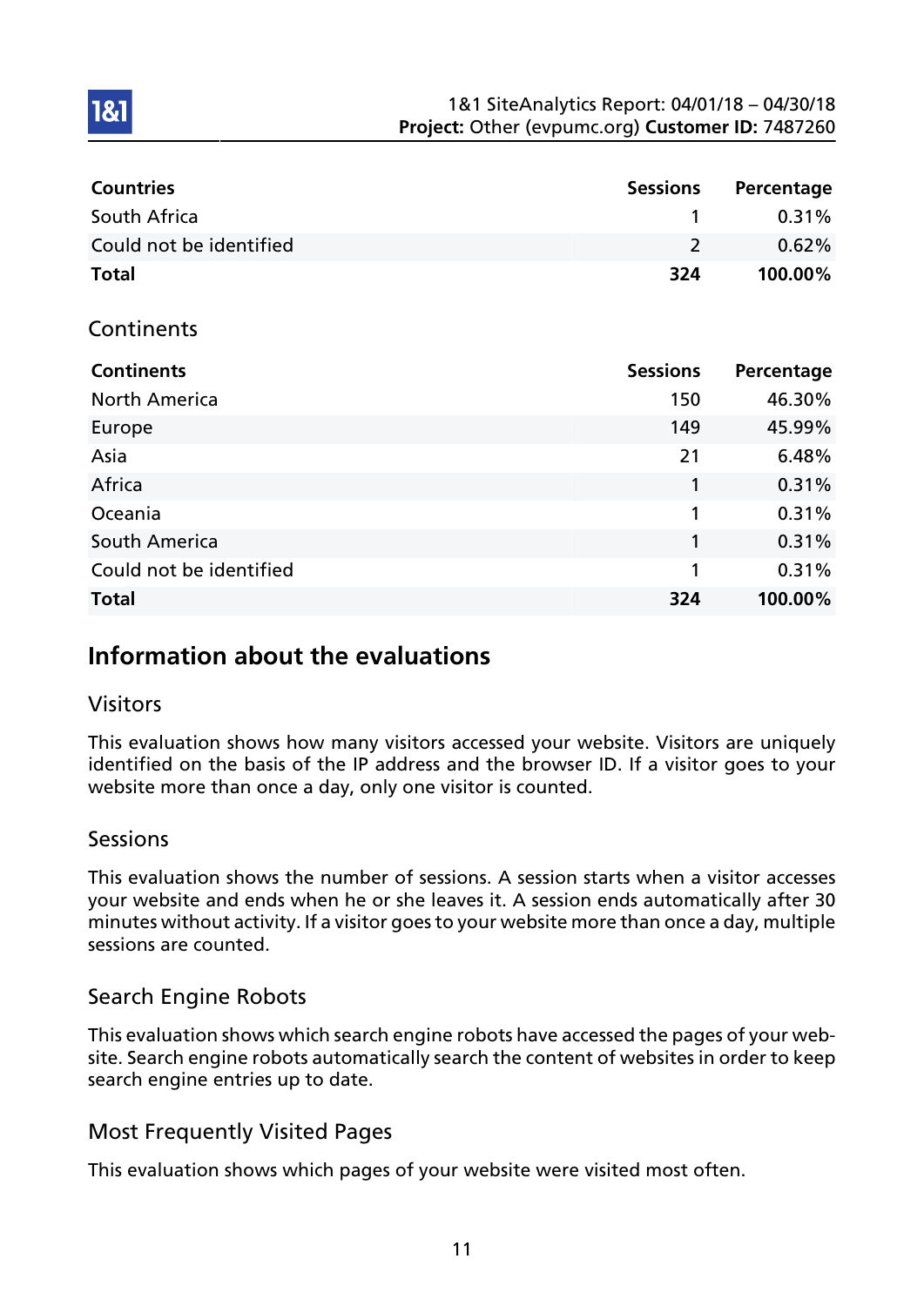| Countries | Sessions | Percentage |
| --- | --- | --- |
| South Africa | 1 | 0.31% |
| Could not be identified | 2 | 0.62% |
| **Total** | **324** | **100.00%** |

## Continents

| Continents | Sessions | Percentage |
| --- | --- | --- |
| North America | 150 | 46.30% |
| Europe | 149 | 45.99% |
| Asia | 21 | 6.48% |
| Africa | 1 | 0.31% |
| Oceania | 1 | 0.31% |
| South America | 1 | 0.31% |
| Could not be identified | 1 | 0.31% |
| **Total** | **324** | **100.00%** |

# Information about the evaluations

## Visitors

This evaluation shows how many visitors accessed your website. Visitors are uniquely identified on the basis of the IP address and the browser ID. If a visitor goes to your website more than once a day, only one visitor is counted.

## Sessions

This evaluation shows the number of sessions. A session starts when a visitor accesses your website and ends when he or she leaves it. A session ends automatically after 30 minutes without activity. If a visitor goes to your website more than once a day, multiple sessions are counted.

## Search Engine Robots

This evaluation shows which search engine robots have accessed the pages of your website. Search engine robots automatically search the content of websites in order to keep search engine entries up to date.

## Most Frequently Visited Pages

This evaluation shows which pages of your website were visited most often.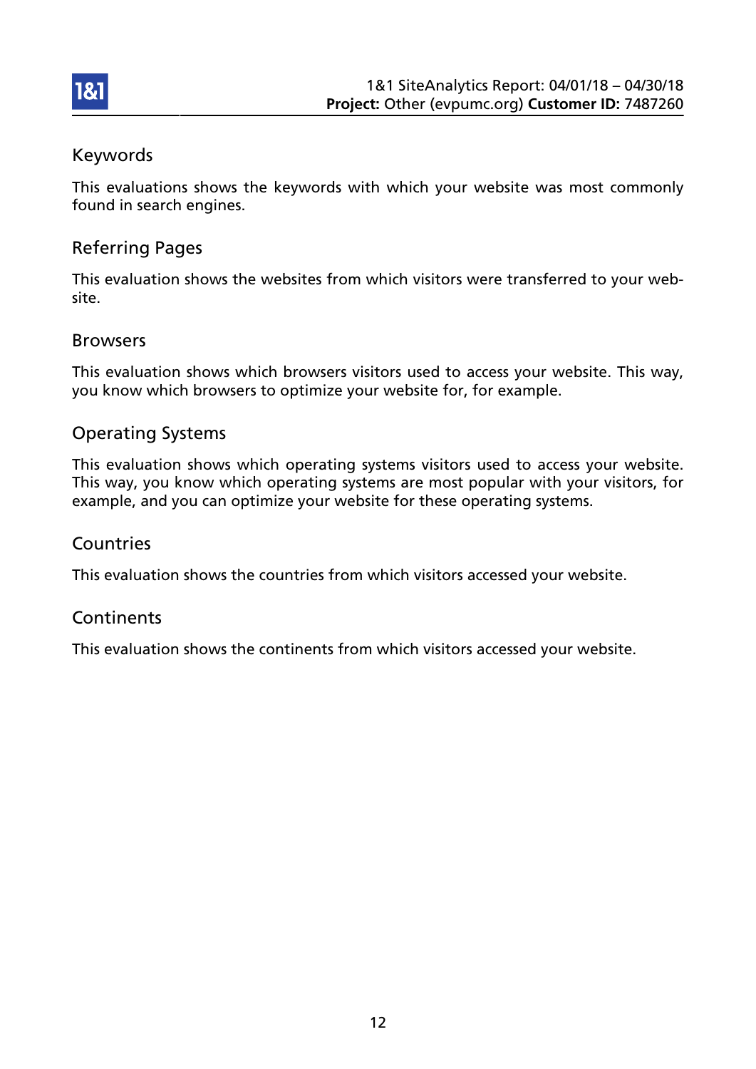## Keywords

This evaluations shows the keywords with which your website was most commonly found in search engines.

## Referring Pages

This evaluation shows the websites from which visitors were transferred to your website.

## Browsers

This evaluation shows which browsers visitors used to access your website. This way, you know which browsers to optimize your website for, for example.

## Operating Systems

This evaluation shows which operating systems visitors used to access your website. This way, you know which operating systems are most popular with your visitors, for example, and you can optimize your website for these operating systems.

## Countries

This evaluation shows the countries from which visitors accessed your website.

## Continents

This evaluation shows the continents from which visitors accessed your website.